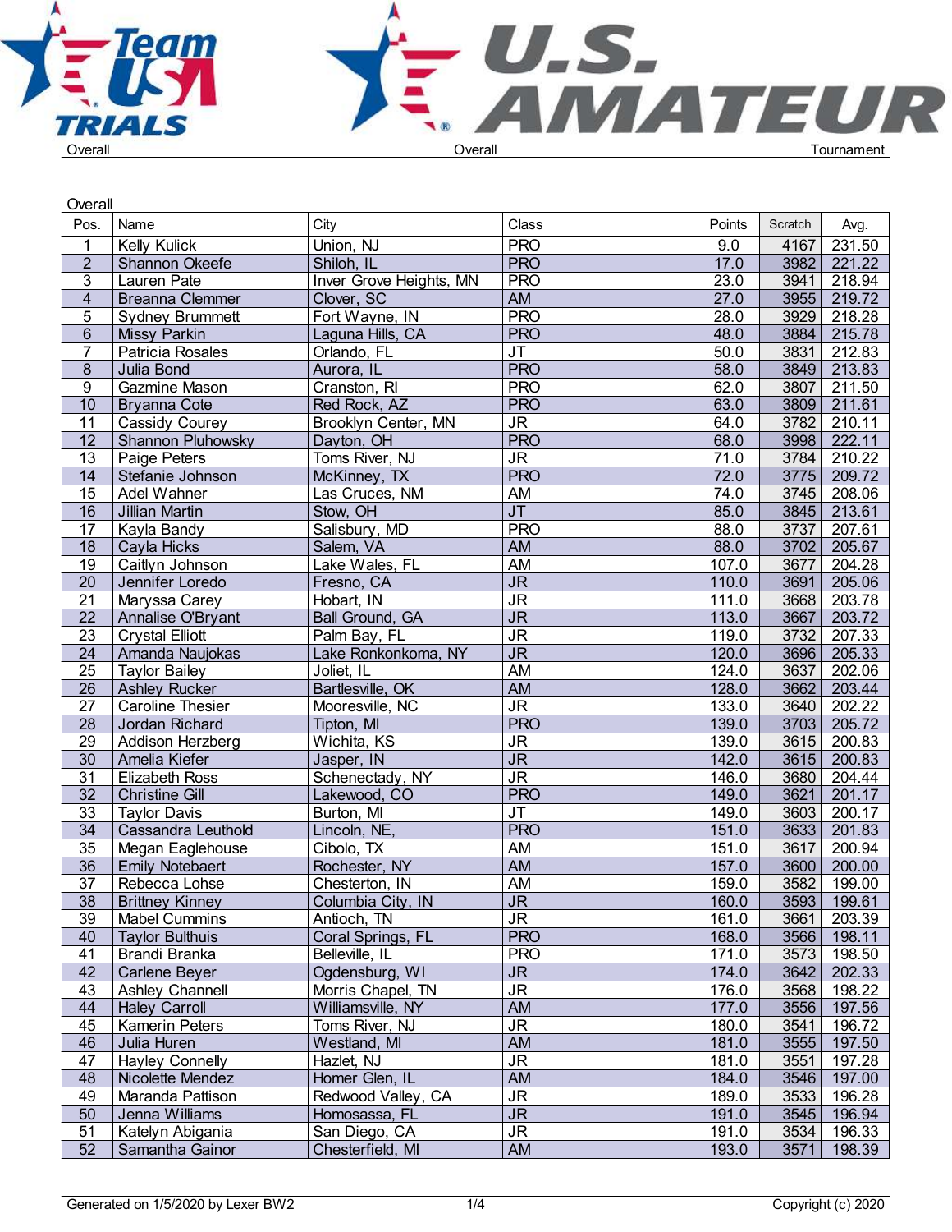Overall | Overall | Tournament

Overall

| Pos. | Name | City | Class | Points | Scratch | Avg. |
|---|---|---|---|---|---|---|
| 1 | Kelly Kulick | Union, NJ | PRO | 9.0 | 4167 | 231.50 |
| 2 | Shannon Okeefe | Shiloh, IL | PRO | 17.0 | 3982 | 221.22 |
| 3 | Lauren Pate | Inver Grove Heights, MN | PRO | 23.0 | 3941 | 218.94 |
| 4 | Breanna Clemmer | Clover, SC | AM | 27.0 | 3955 | 219.72 |
| 5 | Sydney Brummett | Fort Wayne, IN | PRO | 28.0 | 3929 | 218.28 |
| 6 | Missy Parkin | Laguna Hills, CA | PRO | 48.0 | 3884 | 215.78 |
| 7 | Patricia Rosales | Orlando, FL | JT | 50.0 | 3831 | 212.83 |
| 8 | Julia Bond | Aurora, IL | PRO | 58.0 | 3849 | 213.83 |
| 9 | Gazmine Mason | Cranston, RI | PRO | 62.0 | 3807 | 211.50 |
| 10 | Bryanna Cote | Red Rock, AZ | PRO | 63.0 | 3809 | 211.61 |
| 11 | Cassidy Courey | Brooklyn Center, MN | JR | 64.0 | 3782 | 210.11 |
| 12 | Shannon Pluhowsky | Dayton, OH | PRO | 68.0 | 3998 | 222.11 |
| 13 | Paige Peters | Toms River, NJ | JR | 71.0 | 3784 | 210.22 |
| 14 | Stefanie Johnson | McKinney, TX | PRO | 72.0 | 3775 | 209.72 |
| 15 | Adel Wahner | Las Cruces, NM | AM | 74.0 | 3745 | 208.06 |
| 16 | Jillian Martin | Stow, OH | JT | 85.0 | 3845 | 213.61 |
| 17 | Kayla Bandy | Salisbury, MD | PRO | 88.0 | 3737 | 207.61 |
| 18 | Cayla Hicks | Salem, VA | AM | 88.0 | 3702 | 205.67 |
| 19 | Caitlyn Johnson | Lake Wales, FL | AM | 107.0 | 3677 | 204.28 |
| 20 | Jennifer Loredo | Fresno, CA | JR | 110.0 | 3691 | 205.06 |
| 21 | Maryssa Carey | Hobart, IN | JR | 111.0 | 3668 | 203.78 |
| 22 | Annalise O'Bryant | Ball Ground, GA | JR | 113.0 | 3667 | 203.72 |
| 23 | Crystal Elliott | Palm Bay, FL | JR | 119.0 | 3732 | 207.33 |
| 24 | Amanda Naujokas | Lake Ronkonkoma, NY | JR | 120.0 | 3696 | 205.33 |
| 25 | Taylor Bailey | Joliet, IL | AM | 124.0 | 3637 | 202.06 |
| 26 | Ashley Rucker | Bartlesville, OK | AM | 128.0 | 3662 | 203.44 |
| 27 | Caroline Thesier | Mooresville, NC | JR | 133.0 | 3640 | 202.22 |
| 28 | Jordan Richard | Tipton, MI | PRO | 139.0 | 3703 | 205.72 |
| 29 | Addison Herzberg | Wichita, KS | JR | 139.0 | 3615 | 200.83 |
| 30 | Amelia Kiefer | Jasper, IN | JR | 142.0 | 3615 | 200.83 |
| 31 | Elizabeth Ross | Schenectady, NY | JR | 146.0 | 3680 | 204.44 |
| 32 | Christine Gill | Lakewood, CO | PRO | 149.0 | 3621 | 201.17 |
| 33 | Taylor Davis | Burton, MI | JT | 149.0 | 3603 | 200.17 |
| 34 | Cassandra Leuthold | Lincoln, NE, | PRO | 151.0 | 3633 | 201.83 |
| 35 | Megan Eaglehouse | Cibolo, TX | AM | 151.0 | 3617 | 200.94 |
| 36 | Emily Notebaert | Rochester, NY | AM | 157.0 | 3600 | 200.00 |
| 37 | Rebecca Lohse | Chesterton, IN | AM | 159.0 | 3582 | 199.00 |
| 38 | Brittney Kinney | Columbia City, IN | JR | 160.0 | 3593 | 199.61 |
| 39 | Mabel Cummins | Antioch, TN | JR | 161.0 | 3661 | 203.39 |
| 40 | Taylor Bulthuis | Coral Springs, FL | PRO | 168.0 | 3566 | 198.11 |
| 41 | Brandi Branka | Belleville, IL | PRO | 171.0 | 3573 | 198.50 |
| 42 | Carlene Beyer | Ogdensburg, WI | JR | 174.0 | 3642 | 202.33 |
| 43 | Ashley Channell | Morris Chapel, TN | JR | 176.0 | 3568 | 198.22 |
| 44 | Haley Carroll | Williamsville, NY | AM | 177.0 | 3556 | 197.56 |
| 45 | Kamerin Peters | Toms River, NJ | JR | 180.0 | 3541 | 196.72 |
| 46 | Julia Huren | Westland, MI | AM | 181.0 | 3555 | 197.50 |
| 47 | Hayley Connelly | Hazlet, NJ | JR | 181.0 | 3551 | 197.28 |
| 48 | Nicolette Mendez | Homer Glen, IL | AM | 184.0 | 3546 | 197.00 |
| 49 | Maranda Pattison | Redwood Valley, CA | JR | 189.0 | 3533 | 196.28 |
| 50 | Jenna Williams | Homosassa, FL | JR | 191.0 | 3545 | 196.94 |
| 51 | Katelyn Abigania | San Diego, CA | JR | 191.0 | 3534 | 196.33 |
| 52 | Samantha Gainor | Chesterfield, MI | AM | 193.0 | 3571 | 198.39 |

Generated on 1/5/2020 by Lexer BW2 | Copyright (c) 2020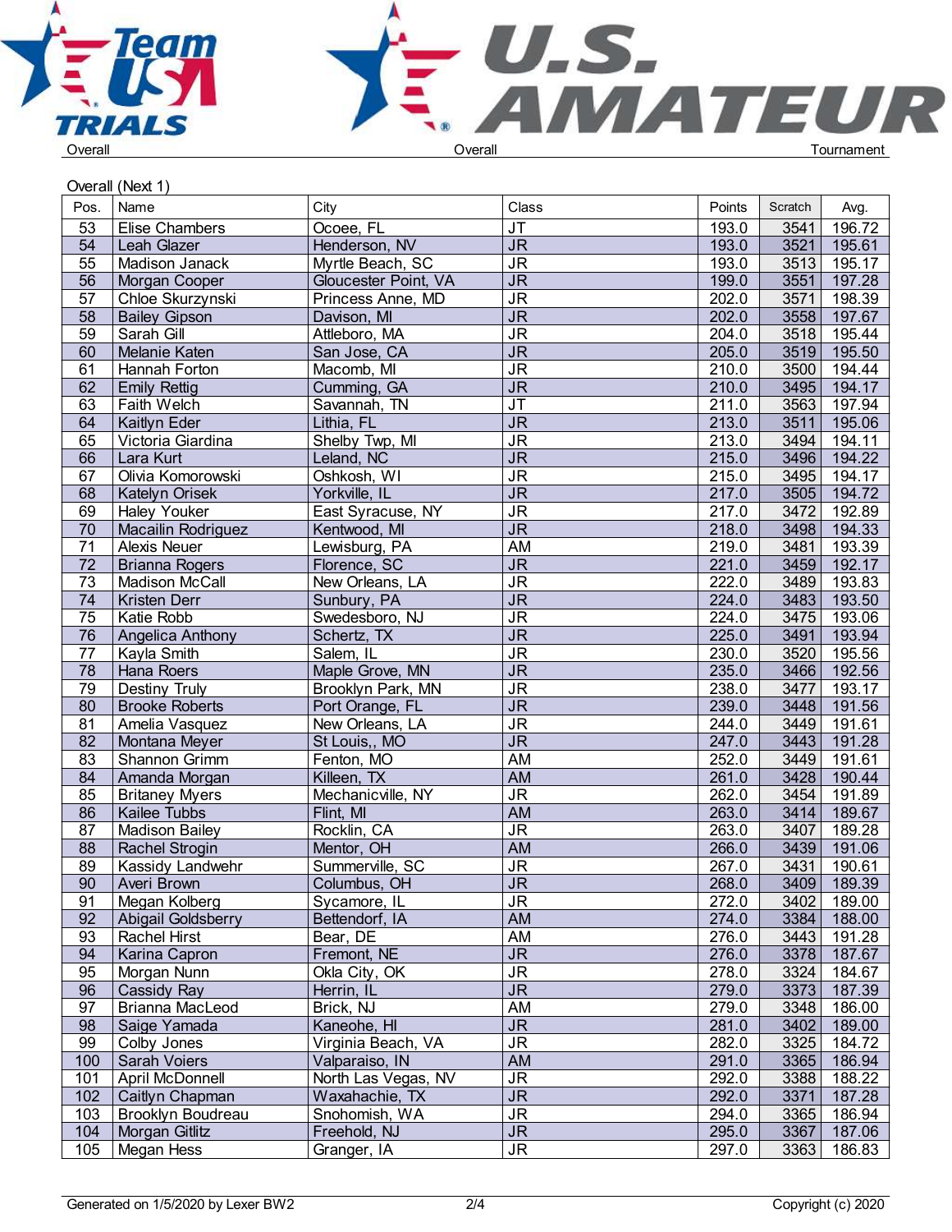Overall (Next 1)

| Pos. | Name | City | Class | Points | Scratch | Avg. |
|---|---|---|---|---|---|---|
| 53 | Elise Chambers | Ocoee, FL | JT | 193.0 | 3541 | 196.72 |
| 54 | Leah Glazer | Henderson, NV | JR | 193.0 | 3521 | 195.61 |
| 55 | Madison Janack | Myrtle Beach, SC | JR | 193.0 | 3513 | 195.17 |
| 56 | Morgan Cooper | Gloucester Point, VA | JR | 199.0 | 3551 | 197.28 |
| 57 | Chloe Skurzynski | Princess Anne, MD | JR | 202.0 | 3571 | 198.39 |
| 58 | Bailey Gipson | Davison, MI | JR | 202.0 | 3558 | 197.67 |
| 59 | Sarah Gill | Attleboro, MA | JR | 204.0 | 3518 | 195.44 |
| 60 | Melanie Katen | San Jose, CA | JR | 205.0 | 3519 | 195.50 |
| 61 | Hannah Forton | Macomb, MI | JR | 210.0 | 3500 | 194.44 |
| 62 | Emily Rettig | Cumming, GA | JR | 210.0 | 3495 | 194.17 |
| 63 | Faith Welch | Savannah, TN | JT | 211.0 | 3563 | 197.94 |
| 64 | Kaitlyn Eder | Lithia, FL | JR | 213.0 | 3511 | 195.06 |
| 65 | Victoria Giardina | Shelby Twp, MI | JR | 213.0 | 3494 | 194.11 |
| 66 | Lara Kurt | Leland, NC | JR | 215.0 | 3496 | 194.22 |
| 67 | Olivia Komorowski | Oshkosh, WI | JR | 215.0 | 3495 | 194.17 |
| 68 | Katelyn Orisek | Yorkville, IL | JR | 217.0 | 3505 | 194.72 |
| 69 | Haley Youker | East Syracuse, NY | JR | 217.0 | 3472 | 192.89 |
| 70 | Macailin Rodriguez | Kentwood, MI | JR | 218.0 | 3498 | 194.33 |
| 71 | Alexis Neuer | Lewisburg, PA | AM | 219.0 | 3481 | 193.39 |
| 72 | Brianna Rogers | Florence, SC | JR | 221.0 | 3459 | 192.17 |
| 73 | Madison McCall | New Orleans, LA | JR | 222.0 | 3489 | 193.83 |
| 74 | Kristen Derr | Sunbury, PA | JR | 224.0 | 3483 | 193.50 |
| 75 | Katie Robb | Swedesboro, NJ | JR | 224.0 | 3475 | 193.06 |
| 76 | Angelica Anthony | Schertz, TX | JR | 225.0 | 3491 | 193.94 |
| 77 | Kayla Smith | Salem, IL | JR | 230.0 | 3520 | 195.56 |
| 78 | Hana Roers | Maple Grove, MN | JR | 235.0 | 3466 | 192.56 |
| 79 | Destiny Truly | Brooklyn Park, MN | JR | 238.0 | 3477 | 193.17 |
| 80 | Brooke Roberts | Port Orange, FL | JR | 239.0 | 3448 | 191.56 |
| 81 | Amelia Vasquez | New Orleans, LA | JR | 244.0 | 3449 | 191.61 |
| 82 | Montana Meyer | St Louis,, MO | JR | 247.0 | 3443 | 191.28 |
| 83 | Shannon Grimm | Fenton, MO | AM | 252.0 | 3449 | 191.61 |
| 84 | Amanda Morgan | Killeen, TX | AM | 261.0 | 3428 | 190.44 |
| 85 | Britaney Myers | Mechanicville, NY | JR | 262.0 | 3454 | 191.89 |
| 86 | Kailee Tubbs | Flint, MI | AM | 263.0 | 3414 | 189.67 |
| 87 | Madison Bailey | Rocklin, CA | JR | 263.0 | 3407 | 189.28 |
| 88 | Rachel Strogin | Mentor, OH | AM | 266.0 | 3439 | 191.06 |
| 89 | Kassidy Landwehr | Summerville, SC | JR | 267.0 | 3431 | 190.61 |
| 90 | Averi Brown | Columbus, OH | JR | 268.0 | 3409 | 189.39 |
| 91 | Megan Kolberg | Sycamore, IL | JR | 272.0 | 3402 | 189.00 |
| 92 | Abigail Goldsberry | Bettendorf, IA | AM | 274.0 | 3384 | 188.00 |
| 93 | Rachel Hirst | Bear, DE | AM | 276.0 | 3443 | 191.28 |
| 94 | Karina Capron | Fremont, NE | JR | 276.0 | 3378 | 187.67 |
| 95 | Morgan Nunn | Okla City, OK | JR | 278.0 | 3324 | 184.67 |
| 96 | Cassidy Ray | Herrin, IL | JR | 279.0 | 3373 | 187.39 |
| 97 | Brianna MacLeod | Brick, NJ | AM | 279.0 | 3348 | 186.00 |
| 98 | Saige Yamada | Kaneohe, HI | JR | 281.0 | 3402 | 189.00 |
| 99 | Colby Jones | Virginia Beach, VA | JR | 282.0 | 3325 | 184.72 |
| 100 | Sarah Voiers | Valparaiso, IN | AM | 291.0 | 3365 | 186.94 |
| 101 | April McDonnell | North Las Vegas, NV | JR | 292.0 | 3388 | 188.22 |
| 102 | Caitlyn Chapman | Waxahachie, TX | JR | 292.0 | 3371 | 187.28 |
| 103 | Brooklyn Boudreau | Snohomish, WA | JR | 294.0 | 3365 | 186.94 |
| 104 | Morgan Gitlitz | Freehold, NJ | JR | 295.0 | 3367 | 187.06 |
| 105 | Megan Hess | Granger, IA | JR | 297.0 | 3363 | 186.83 |

Generated on 1/5/2020 by Lexer BW2 — Copyright (c) 2020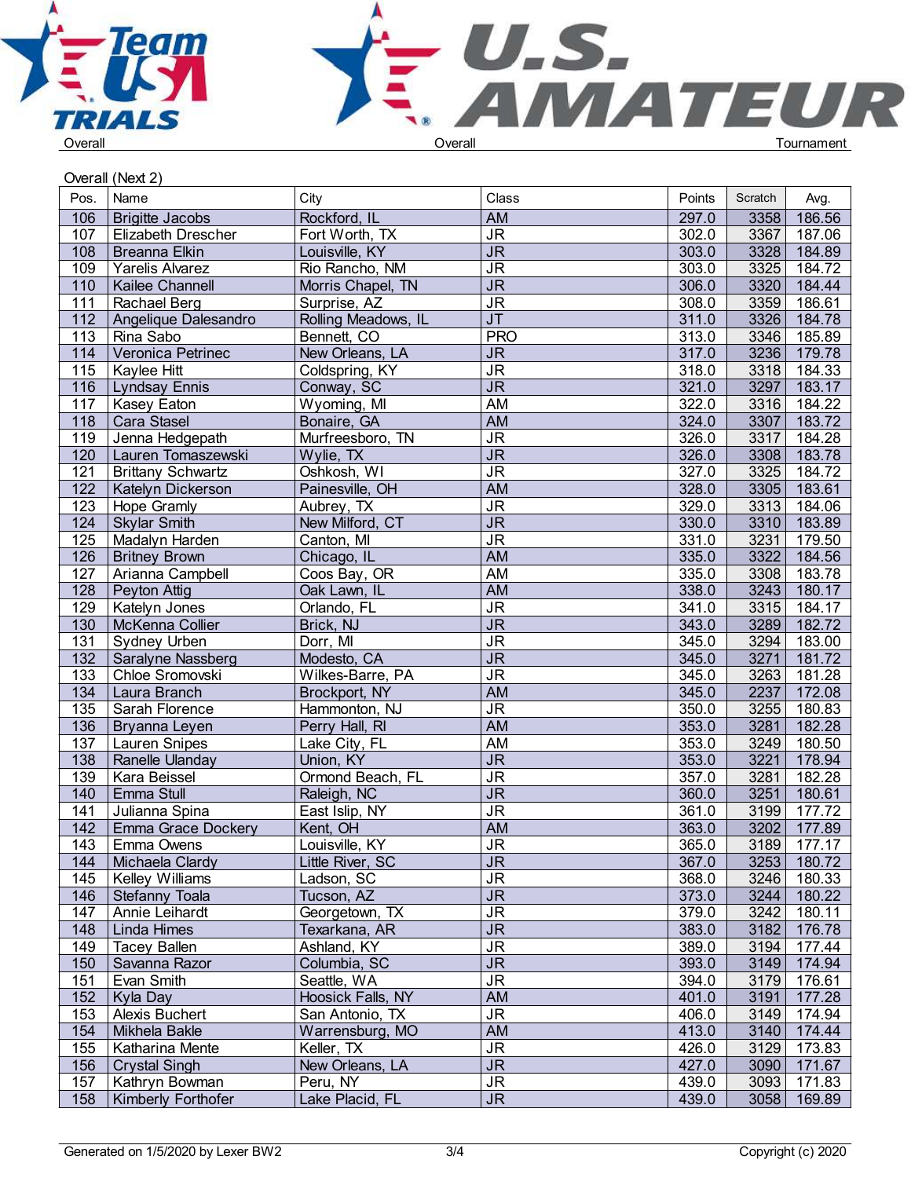Overall | Overall | Tournament

Overall (Next 2)

| Pos. | Name | City | Class | Points | Scratch | Avg. |
|---|---|---|---|---|---|---|
| 106 | Brigitte Jacobs | Rockford, IL | AM | 297.0 | 3358 | 186.56 |
| 107 | Elizabeth Drescher | Fort Worth, TX | JR | 302.0 | 3367 | 187.06 |
| 108 | Breanna Elkin | Louisville, KY | JR | 303.0 | 3328 | 184.89 |
| 109 | Yarelis Alvarez | Rio Rancho, NM | JR | 303.0 | 3325 | 184.72 |
| 110 | Kailee Channell | Morris Chapel, TN | JR | 306.0 | 3320 | 184.44 |
| 111 | Rachael Berg | Surprise, AZ | JR | 308.0 | 3359 | 186.61 |
| 112 | Angelique Dalesandro | Rolling Meadows, IL | JT | 311.0 | 3326 | 184.78 |
| 113 | Rina Sabo | Bennett, CO | PRO | 313.0 | 3346 | 185.89 |
| 114 | Veronica Petrinec | New Orleans, LA | JR | 317.0 | 3236 | 179.78 |
| 115 | Kaylee Hitt | Coldspring, KY | JR | 318.0 | 3318 | 184.33 |
| 116 | Lyndsay Ennis | Conway, SC | JR | 321.0 | 3297 | 183.17 |
| 117 | Kasey Eaton | Wyoming, MI | AM | 322.0 | 3316 | 184.22 |
| 118 | Cara Stasel | Bonaire, GA | AM | 324.0 | 3307 | 183.72 |
| 119 | Jenna Hedgepath | Murfreesboro, TN | JR | 326.0 | 3317 | 184.28 |
| 120 | Lauren Tomaszewski | Wylie, TX | JR | 326.0 | 3308 | 183.78 |
| 121 | Brittany Schwartz | Oshkosh, WI | JR | 327.0 | 3325 | 184.72 |
| 122 | Katelyn Dickerson | Painesville, OH | AM | 328.0 | 3305 | 183.61 |
| 123 | Hope Gramly | Aubrey, TX | JR | 329.0 | 3313 | 184.06 |
| 124 | Skylar Smith | New Milford, CT | JR | 330.0 | 3310 | 183.89 |
| 125 | Madalyn Harden | Canton, MI | JR | 331.0 | 3231 | 179.50 |
| 126 | Britney Brown | Chicago, IL | AM | 335.0 | 3322 | 184.56 |
| 127 | Arianna Campbell | Coos Bay, OR | AM | 335.0 | 3308 | 183.78 |
| 128 | Peyton Attig | Oak Lawn, IL | AM | 338.0 | 3243 | 180.17 |
| 129 | Katelyn Jones | Orlando, FL | JR | 341.0 | 3315 | 184.17 |
| 130 | McKenna Collier | Brick, NJ | JR | 343.0 | 3289 | 182.72 |
| 131 | Sydney Urben | Dorr, MI | JR | 345.0 | 3294 | 183.00 |
| 132 | Saralyne Nassberg | Modesto, CA | JR | 345.0 | 3271 | 181.72 |
| 133 | Chloe Sromovski | Wilkes-Barre, PA | JR | 345.0 | 3263 | 181.28 |
| 134 | Laura Branch | Brockport, NY | AM | 345.0 | 2237 | 172.08 |
| 135 | Sarah Florence | Hammonton, NJ | JR | 350.0 | 3255 | 180.83 |
| 136 | Bryanna Leyen | Perry Hall, RI | AM | 353.0 | 3281 | 182.28 |
| 137 | Lauren Snipes | Lake City, FL | AM | 353.0 | 3249 | 180.50 |
| 138 | Ranelle Ulanday | Union, KY | JR | 353.0 | 3221 | 178.94 |
| 139 | Kara Beissel | Ormond Beach, FL | JR | 357.0 | 3281 | 182.28 |
| 140 | Emma Stull | Raleigh, NC | JR | 360.0 | 3251 | 180.61 |
| 141 | Julianna Spina | East Islip, NY | JR | 361.0 | 3199 | 177.72 |
| 142 | Emma Grace Dockery | Kent, OH | AM | 363.0 | 3202 | 177.89 |
| 143 | Emma Owens | Louisville, KY | JR | 365.0 | 3189 | 177.17 |
| 144 | Michaela Clardy | Little River, SC | JR | 367.0 | 3253 | 180.72 |
| 145 | Kelley Williams | Ladson, SC | JR | 368.0 | 3246 | 180.33 |
| 146 | Stefanny Toala | Tucson, AZ | JR | 373.0 | 3244 | 180.22 |
| 147 | Annie Leihardt | Georgetown, TX | JR | 379.0 | 3242 | 180.11 |
| 148 | Linda Himes | Texarkana, AR | JR | 383.0 | 3182 | 176.78 |
| 149 | Tacey Ballen | Ashland, KY | JR | 389.0 | 3194 | 177.44 |
| 150 | Savanna Razor | Columbia, SC | JR | 393.0 | 3149 | 174.94 |
| 151 | Evan Smith | Seattle, WA | JR | 394.0 | 3179 | 176.61 |
| 152 | Kyla Day | Hoosick Falls, NY | AM | 401.0 | 3191 | 177.28 |
| 153 | Alexis Buchert | San Antonio, TX | JR | 406.0 | 3149 | 174.94 |
| 154 | Mikhela Bakle | Warrensburg, MO | AM | 413.0 | 3140 | 174.44 |
| 155 | Katharina Mente | Keller, TX | JR | 426.0 | 3129 | 173.83 |
| 156 | Crystal Singh | New Orleans, LA | JR | 427.0 | 3090 | 171.67 |
| 157 | Kathryn Bowman | Peru, NY | JR | 439.0 | 3093 | 171.83 |
| 158 | Kimberly Forthofer | Lake Placid, FL | JR | 439.0 | 3058 | 169.89 |

Generated on 1/5/2020 by Lexer BW2 | Copyright (c) 2020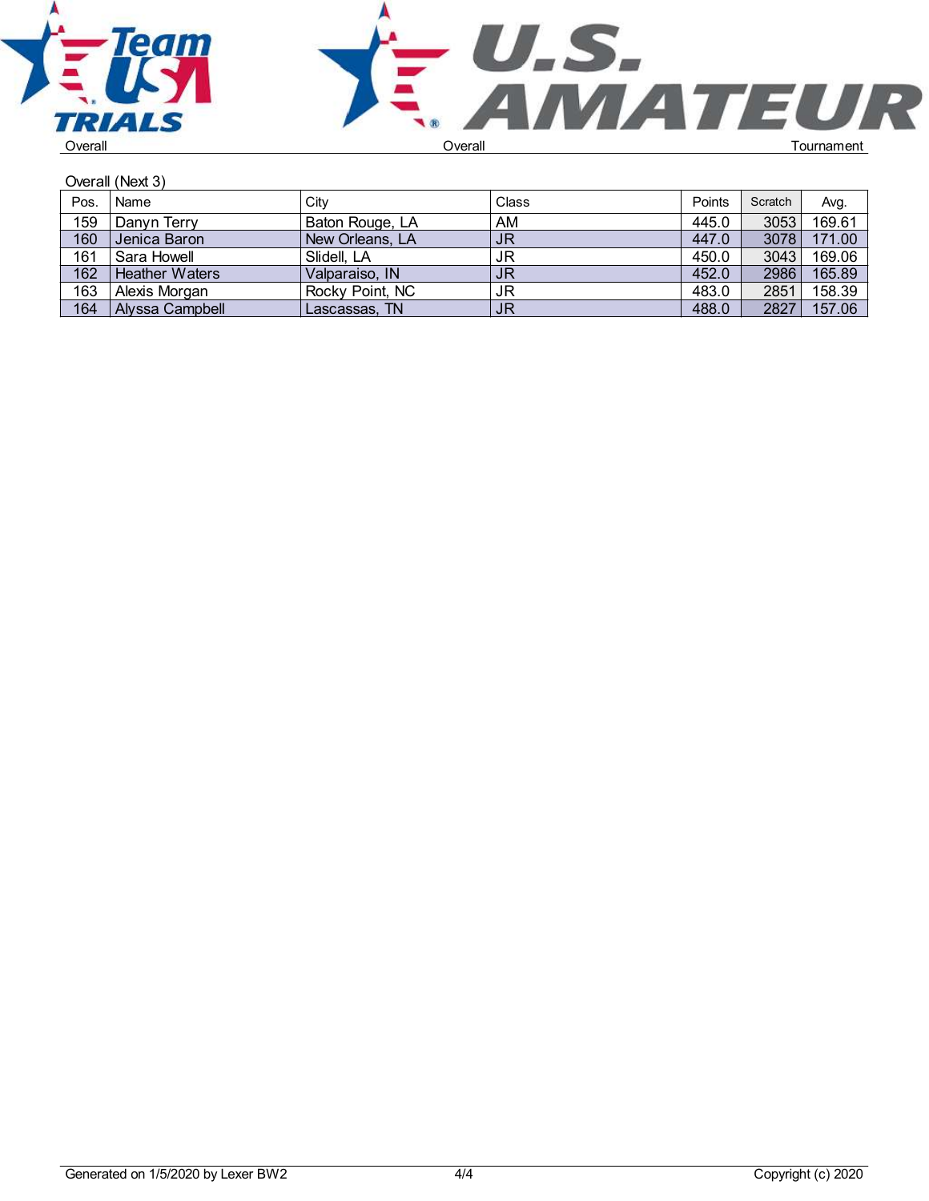Overall — Overall — Tournament

Overall (Next 3)

| Pos. | Name | City | Class | Points | Scratch | Avg. |
|---|---|---|---|---|---|---|
| 159 | Danyn Terry | Baton Rouge, LA | AM | 445.0 | 3053 | 169.61 |
| 160 | Jenica Baron | New Orleans, LA | JR | 447.0 | 3078 | 171.00 |
| 161 | Sara Howell | Slidell, LA | JR | 450.0 | 3043 | 169.06 |
| 162 | Heather Waters | Valparaiso, IN | JR | 452.0 | 2986 | 165.89 |
| 163 | Alexis Morgan | Rocky Point, NC | JR | 483.0 | 2851 | 158.39 |
| 164 | Alyssa Campbell | Lascassas, TN | JR | 488.0 | 2827 | 157.06 |

Generated on 1/5/2020 by Lexer BW2 — Copyright (c) 2020